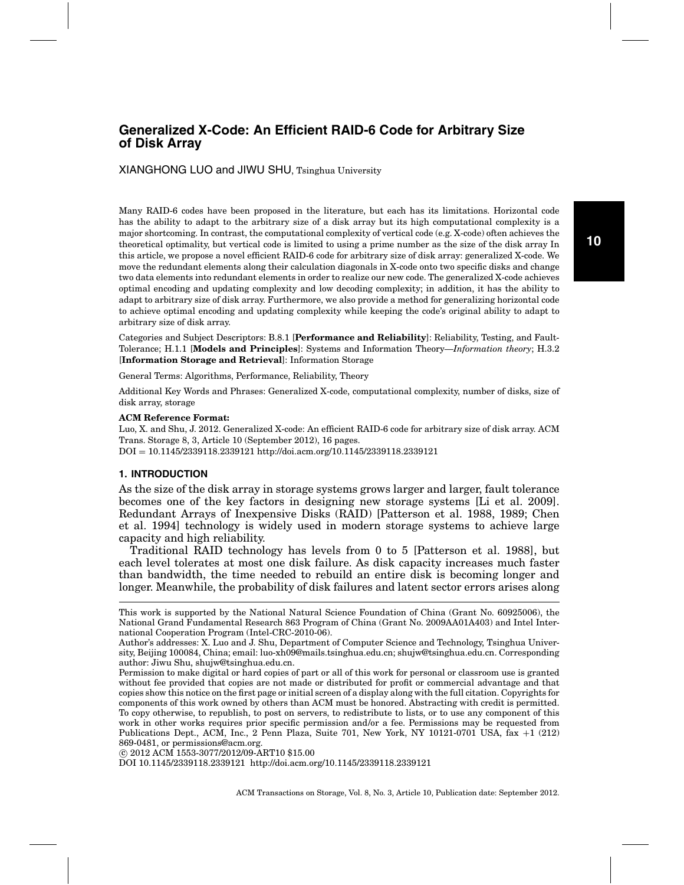# Generalized X-Code: An Efficient RAID-6 Code for Arbitrary Size of Disk Array

XIANGHONG LUO and JIWU SHU, Tsinghua University

Many RAID-6 codes have been proposed in the literature, but each has its limitations. Horizontal code has the ability to adapt to the arbitrary size of a disk array but its high computational complexity is a major shortcoming. In contrast, the computational complexity of vertical code (e.g. X-code) often achieves the theoretical optimality, but vertical code is limited to using a prime number as the size of the disk array In this article, we propose a novel efficient RAID-6 code for arbitrary size of disk array: generalized X-code. We move the redundant elements along their calculation diagonals in X-code onto two specific disks and change two data elements into redundant elements in order to realize our new code. The generalized X-code achieves optimal encoding and updating complexity and low decoding complexity; in addition, it has the ability to adapt to arbitrary size of disk array. Furthermore, we also provide a method for generalizing horizontal code to achieve optimal encoding and updating complexity while keeping the code's original ability to adapt to arbitrary size of disk array.

Categories and Subject Descriptors: B.8.1 [**Performance and Reliability**]: Reliability, Testing, and Fault-Tolerance; H.1.1 [**Models and Principles**]: Systems and Information Theory—*Information theory*; H.3.2 [**Information Storage and Retrieval**]: Information Storage

General Terms: Algorithms, Performance, Reliability, Theory

Additional Key Words and Phrases: Generalized X-code, computational complexity, number of disks, size of disk array, storage

**ACM Reference Format:**
Luo, X. and Shu, J. 2012. Generalized X-code: An efficient RAID-6 code for arbitrary size of disk array. ACM Trans. Storage 8, 3, Article 10 (September 2012), 16 pages.
DOI = 10.1145/2339118.2339121 http://doi.acm.org/10.1145/2339118.2339121

## 1. INTRODUCTION

As the size of the disk array in storage systems grows larger and larger, fault tolerance becomes one of the key factors in designing new storage systems [Li et al. 2009]. Redundant Arrays of Inexpensive Disks (RAID) [Patterson et al. 1988, 1989; Chen et al. 1994] technology is widely used in modern storage systems to achieve large capacity and high reliability.

Traditional RAID technology has levels from 0 to 5 [Patterson et al. 1988], but each level tolerates at most one disk failure. As disk capacity increases much faster than bandwidth, the time needed to rebuild an entire disk is becoming longer and longer. Meanwhile, the probability of disk failures and latent sector errors arises along

---

This work is supported by the National Natural Science Foundation of China (Grant No. 60925006), the National Grand Fundamental Research 863 Program of China (Grant No. 2009AA01A403) and Intel International Cooperation Program (Intel-CRC-2010-06).

Author's addresses: X. Luo and J. Shu, Department of Computer Science and Technology, Tsinghua University, Beijing 100084, China; email: luo-xh09@mails.tsinghua.edu.cn; shujw@tsinghua.edu.cn. Corresponding author: Jiwu Shu, shujw@tsinghua.edu.cn.

Permission to make digital or hard copies of part or all of this work for personal or classroom use is granted without fee provided that copies are not made or distributed for profit or commercial advantage and that copies show this notice on the first page or initial screen of a display along with the full citation. Copyrights for components of this work owned by others than ACM must be honored. Abstracting with credit is permitted. To copy otherwise, to republish, to post on servers, to redistribute to lists, or to use any component of this work in other works requires prior specific permission and/or a fee. Permissions may be requested from Publications Dept., ACM, Inc., 2 Penn Plaza, Suite 701, New York, NY 10121-0701 USA, fax +1 (212) 869-0481, or permissions@acm.org.

© 2012 ACM 1553-3077/2012/09-ART10 $15.00

DOI 10.1145/2339118.2339121 http://doi.acm.org/10.1145/2339118.2339121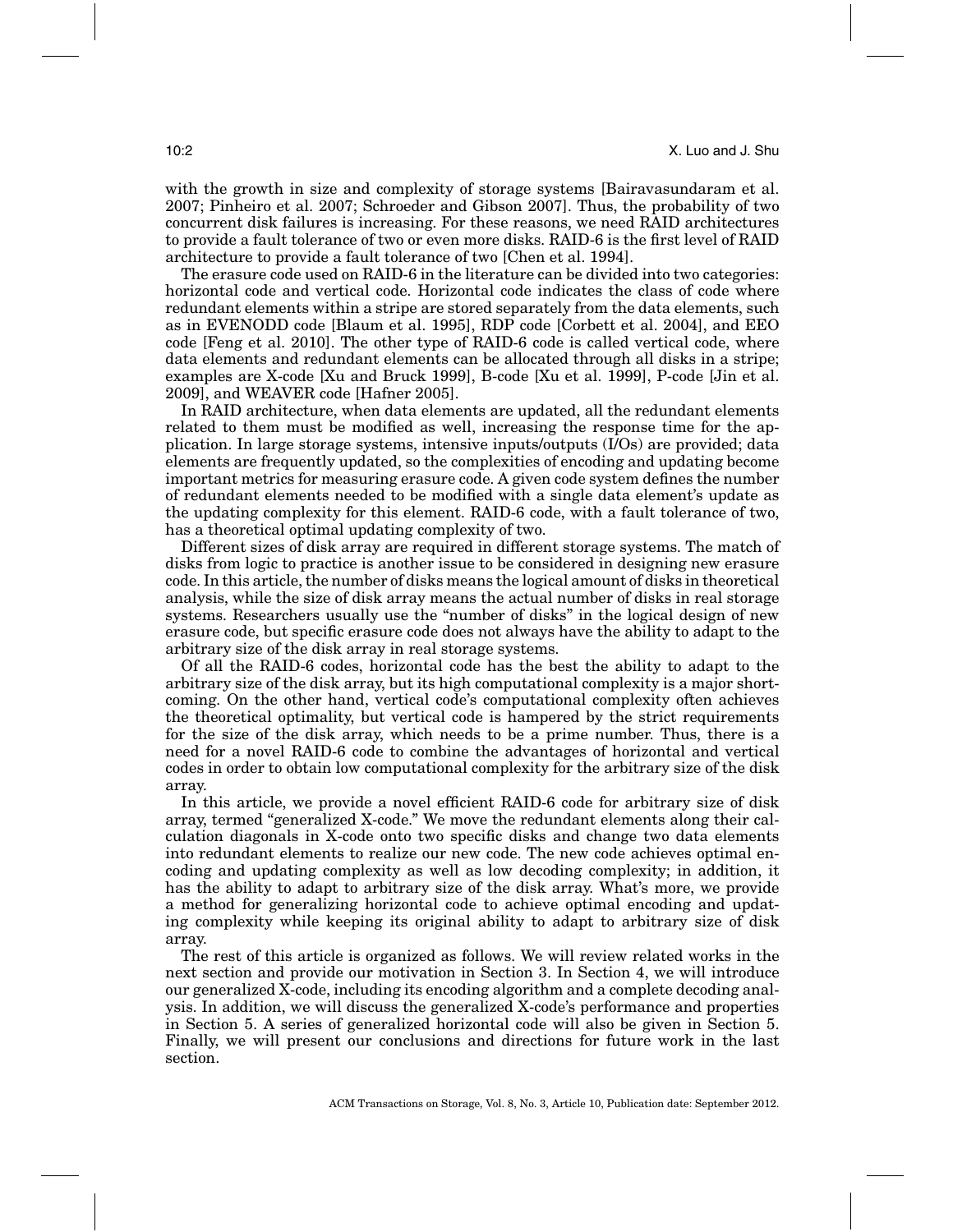with the growth in size and complexity of storage systems [Bairavasundaram et al. 2007; Pinheiro et al. 2007; Schroeder and Gibson 2007]. Thus, the probability of two concurrent disk failures is increasing. For these reasons, we need RAID architectures to provide a fault tolerance of two or even more disks. RAID-6 is the first level of RAID architecture to provide a fault tolerance of two [Chen et al. 1994].

The erasure code used on RAID-6 in the literature can be divided into two categories: horizontal code and vertical code. Horizontal code indicates the class of code where redundant elements within a stripe are stored separately from the data elements, such as in EVENODD code [Blaum et al. 1995], RDP code [Corbett et al. 2004], and EEO code [Feng et al. 2010]. The other type of RAID-6 code is called vertical code, where data elements and redundant elements can be allocated through all disks in a stripe; examples are X-code [Xu and Bruck 1999], B-code [Xu et al. 1999], P-code [Jin et al. 2009], and WEAVER code [Hafner 2005].

In RAID architecture, when data elements are updated, all the redundant elements related to them must be modified as well, increasing the response time for the application. In large storage systems, intensive inputs/outputs (I/Os) are provided; data elements are frequently updated, so the complexities of encoding and updating become important metrics for measuring erasure code. A given code system defines the number of redundant elements needed to be modified with a single data element's update as the updating complexity for this element. RAID-6 code, with a fault tolerance of two, has a theoretical optimal updating complexity of two.

Different sizes of disk array are required in different storage systems. The match of disks from logic to practice is another issue to be considered in designing new erasure code. In this article, the number of disks means the logical amount of disks in theoretical analysis, while the size of disk array means the actual number of disks in real storage systems. Researchers usually use the "number of disks" in the logical design of new erasure code, but specific erasure code does not always have the ability to adapt to the arbitrary size of the disk array in real storage systems.

Of all the RAID-6 codes, horizontal code has the best the ability to adapt to the arbitrary size of the disk array, but its high computational complexity is a major shortcoming. On the other hand, vertical code's computational complexity often achieves the theoretical optimality, but vertical code is hampered by the strict requirements for the size of the disk array, which needs to be a prime number. Thus, there is a need for a novel RAID-6 code to combine the advantages of horizontal and vertical codes in order to obtain low computational complexity for the arbitrary size of the disk array.

In this article, we provide a novel efficient RAID-6 code for arbitrary size of disk array, termed "generalized X-code." We move the redundant elements along their calculation diagonals in X-code onto two specific disks and change two data elements into redundant elements to realize our new code. The new code achieves optimal encoding and updating complexity as well as low decoding complexity; in addition, it has the ability to adapt to arbitrary size of the disk array. What's more, we provide a method for generalizing horizontal code to achieve optimal encoding and updating complexity while keeping its original ability to adapt to arbitrary size of disk array.

The rest of this article is organized as follows. We will review related works in the next section and provide our motivation in Section 3. In Section 4, we will introduce our generalized X-code, including its encoding algorithm and a complete decoding analysis. In addition, we will discuss the generalized X-code's performance and properties in Section 5. A series of generalized horizontal code will also be given in Section 5. Finally, we will present our conclusions and directions for future work in the last section.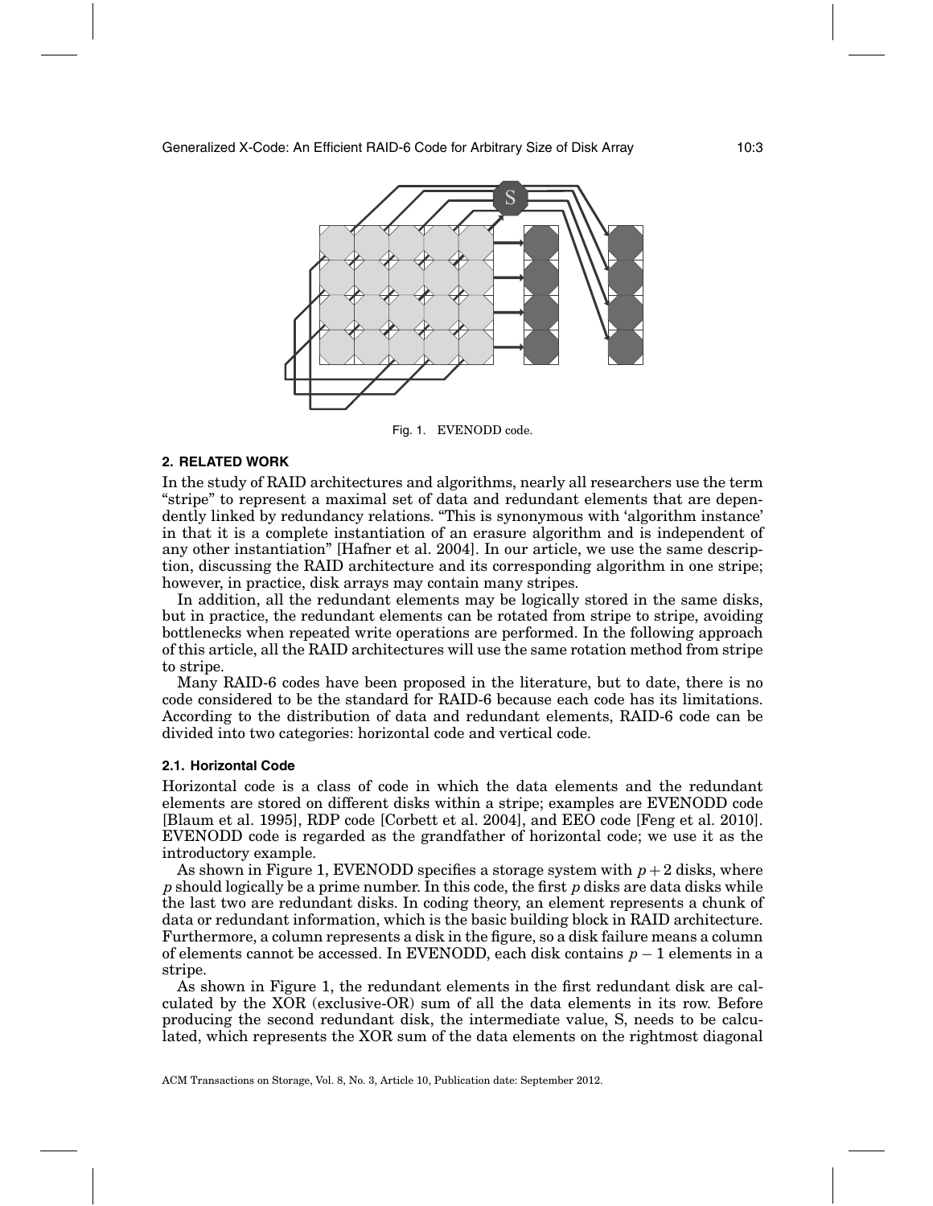Fig. 1. EVENODD code.

## 2. RELATED WORK

In the study of RAID architectures and algorithms, nearly all researchers use the term "stripe" to represent a maximal set of data and redundant elements that are dependently linked by redundancy relations. "This is synonymous with 'algorithm instance' in that it is a complete instantiation of an erasure algorithm and is independent of any other instantiation" [Hafner et al. 2004]. In our article, we use the same description, discussing the RAID architecture and its corresponding algorithm in one stripe; however, in practice, disk arrays may contain many stripes.

In addition, all the redundant elements may be logically stored in the same disks, but in practice, the redundant elements can be rotated from stripe to stripe, avoiding bottlenecks when repeated write operations are performed. In the following approach of this article, all the RAID architectures will use the same rotation method from stripe to stripe.

Many RAID-6 codes have been proposed in the literature, but to date, there is no code considered to be the standard for RAID-6 because each code has its limitations. According to the distribution of data and redundant elements, RAID-6 code can be divided into two categories: horizontal code and vertical code.

### 2.1. Horizontal Code

Horizontal code is a class of code in which the data elements and the redundant elements are stored on different disks within a stripe; examples are EVENODD code [Blaum et al. 1995], RDP code [Corbett et al. 2004], and EEO code [Feng et al. 2010]. EVENODD code is regarded as the grandfather of horizontal code; we use it as the introductory example.

As shown in Figure 1, EVENODD specifies a storage system with $p+2$ disks, where $p$ should logically be a prime number. In this code, the first $p$ disks are data disks while the last two are redundant disks. In coding theory, an element represents a chunk of data or redundant information, which is the basic building block in RAID architecture. Furthermore, a column represents a disk in the figure, so a disk failure means a column of elements cannot be accessed. In EVENODD, each disk contains $p-1$ elements in a stripe.

As shown in Figure 1, the redundant elements in the first redundant disk are calculated by the XOR (exclusive-OR) sum of all the data elements in its row. Before producing the second redundant disk, the intermediate value, S, needs to be calculated, which represents the XOR sum of the data elements on the rightmost diagonal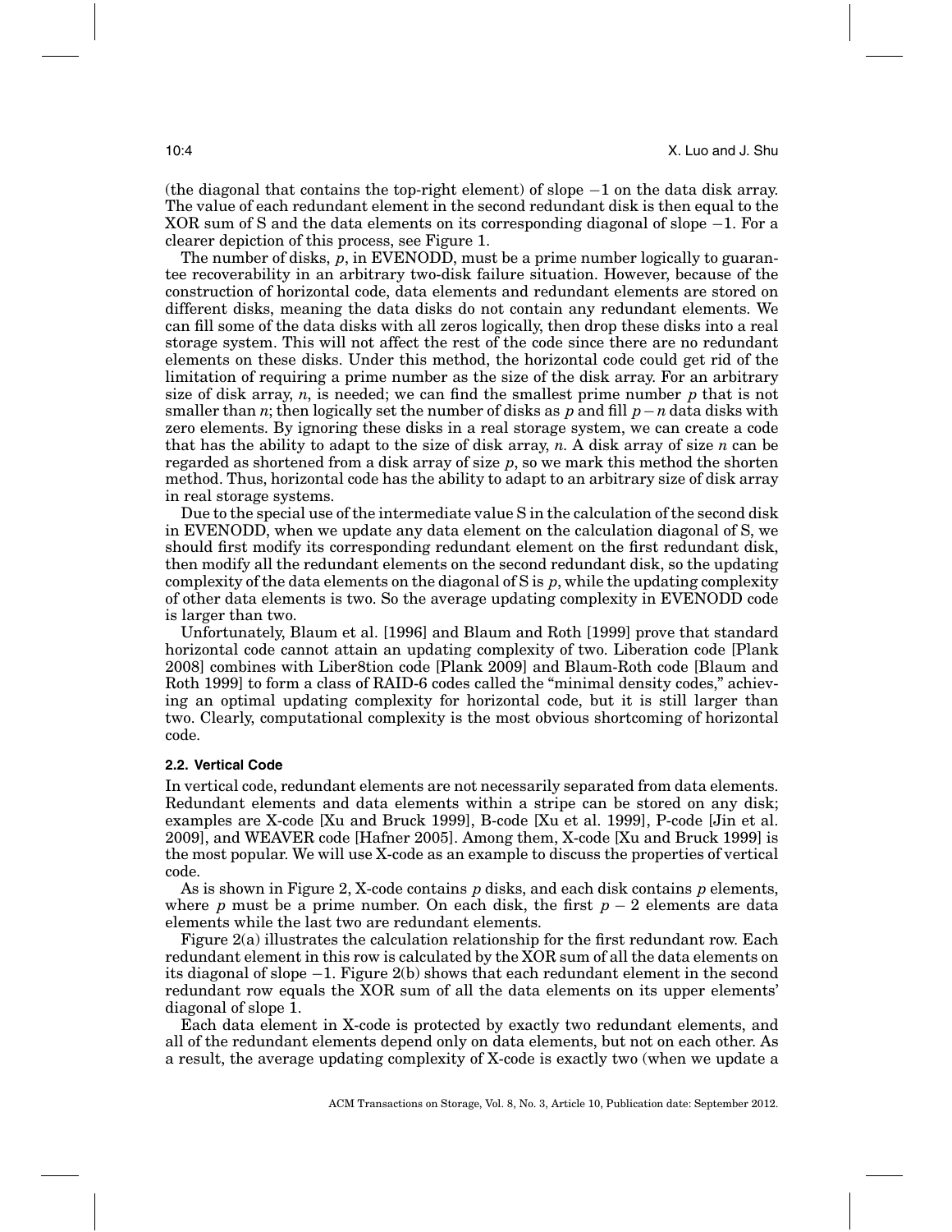(the diagonal that contains the top-right element) of slope $-1$ on the data disk array. The value of each redundant element in the second redundant disk is then equal to the XOR sum of S and the data elements on its corresponding diagonal of slope $-1$. For a clearer depiction of this process, see Figure 1.

The number of disks, $p$, in EVENODD, must be a prime number logically to guarantee recoverability in an arbitrary two-disk failure situation. However, because of the construction of horizontal code, data elements and redundant elements are stored on different disks, meaning the data disks do not contain any redundant elements. We can fill some of the data disks with all zeros logically, then drop these disks into a real storage system. This will not affect the rest of the code since there are no redundant elements on these disks. Under this method, the horizontal code could get rid of the limitation of requiring a prime number as the size of the disk array. For an arbitrary size of disk array, $n$, is needed; we can find the smallest prime number $p$ that is not smaller than $n$; then logically set the number of disks as $p$ and fill $p-n$ data disks with zero elements. By ignoring these disks in a real storage system, we can create a code that has the ability to adapt to the size of disk array, $n$. A disk array of size $n$ can be regarded as shortened from a disk array of size $p$, so we mark this method the shorten method. Thus, horizontal code has the ability to adapt to an arbitrary size of disk array in real storage systems.

Due to the special use of the intermediate value S in the calculation of the second disk in EVENODD, when we update any data element on the calculation diagonal of S, we should first modify its corresponding redundant element on the first redundant disk, then modify all the redundant elements on the second redundant disk, so the updating complexity of the data elements on the diagonal of S is $p$, while the updating complexity of other data elements is two. So the average updating complexity in EVENODD code is larger than two.

Unfortunately, Blaum et al. [1996] and Blaum and Roth [1999] prove that standard horizontal code cannot attain an updating complexity of two. Liberation code [Plank 2008] combines with Liber8tion code [Plank 2009] and Blaum-Roth code [Blaum and Roth 1999] to form a class of RAID-6 codes called the "minimal density codes," achieving an optimal updating complexity for horizontal code, but it is still larger than two. Clearly, computational complexity is the most obvious shortcoming of horizontal code.

### 2.2. Vertical Code

In vertical code, redundant elements are not necessarily separated from data elements. Redundant elements and data elements within a stripe can be stored on any disk; examples are X-code [Xu and Bruck 1999], B-code [Xu et al. 1999], P-code [Jin et al. 2009], and WEAVER code [Hafner 2005]. Among them, X-code [Xu and Bruck 1999] is the most popular. We will use X-code as an example to discuss the properties of vertical code.

As is shown in Figure 2, X-code contains $p$ disks, and each disk contains $p$ elements, where $p$ must be a prime number. On each disk, the first $p-2$ elements are data elements while the last two are redundant elements.

Figure 2(a) illustrates the calculation relationship for the first redundant row. Each redundant element in this row is calculated by the XOR sum of all the data elements on its diagonal of slope $-1$. Figure 2(b) shows that each redundant element in the second redundant row equals the XOR sum of all the data elements on its upper elements' diagonal of slope 1.

Each data element in X-code is protected by exactly two redundant elements, and all of the redundant elements depend only on data elements, but not on each other. As a result, the average updating complexity of X-code is exactly two (when we update a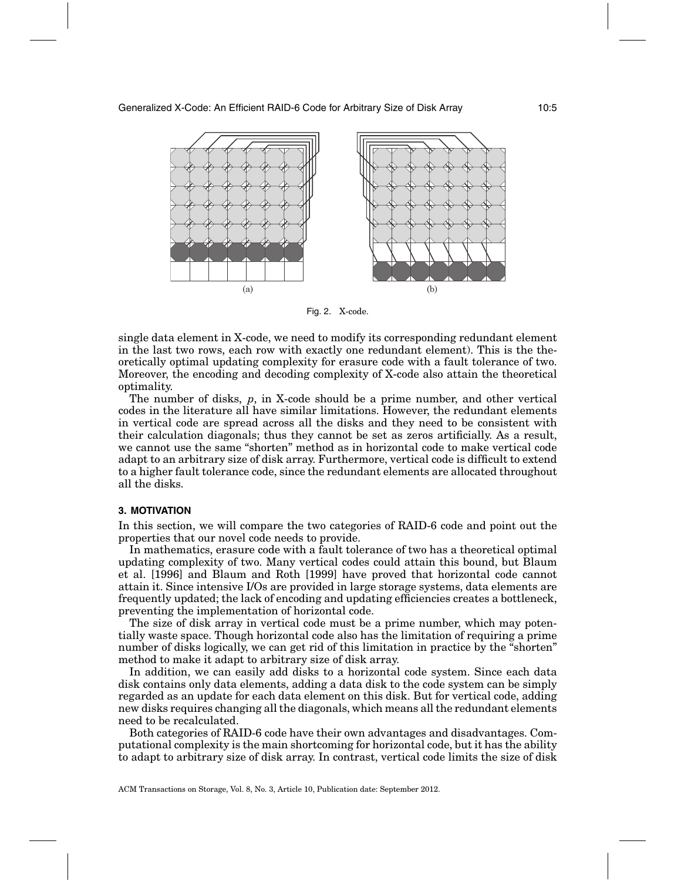Fig. 2. X-code.

single data element in X-code, we need to modify its corresponding redundant element in the last two rows, each row with exactly one redundant element). This is the theoretically optimal updating complexity for erasure code with a fault tolerance of two. Moreover, the encoding and decoding complexity of X-code also attain the theoretical optimality.

The number of disks, $p$, in X-code should be a prime number, and other vertical codes in the literature all have similar limitations. However, the redundant elements in vertical code are spread across all the disks and they need to be consistent with their calculation diagonals; thus they cannot be set as zeros artificially. As a result, we cannot use the same "shorten" method as in horizontal code to make vertical code adapt to an arbitrary size of disk array. Furthermore, vertical code is difficult to extend to a higher fault tolerance code, since the redundant elements are allocated throughout all the disks.

## 3. MOTIVATION

In this section, we will compare the two categories of RAID-6 code and point out the properties that our novel code needs to provide.

In mathematics, erasure code with a fault tolerance of two has a theoretical optimal updating complexity of two. Many vertical codes could attain this bound, but Blaum et al. [1996] and Blaum and Roth [1999] have proved that horizontal code cannot attain it. Since intensive I/Os are provided in large storage systems, data elements are frequently updated; the lack of encoding and updating efficiencies creates a bottleneck, preventing the implementation of horizontal code.

The size of disk array in vertical code must be a prime number, which may potentially waste space. Though horizontal code also has the limitation of requiring a prime number of disks logically, we can get rid of this limitation in practice by the "shorten" method to make it adapt to arbitrary size of disk array.

In addition, we can easily add disks to a horizontal code system. Since each data disk contains only data elements, adding a data disk to the code system can be simply regarded as an update for each data element on this disk. But for vertical code, adding new disks requires changing all the diagonals, which means all the redundant elements need to be recalculated.

Both categories of RAID-6 code have their own advantages and disadvantages. Computational complexity is the main shortcoming for horizontal code, but it has the ability to adapt to arbitrary size of disk array. In contrast, vertical code limits the size of disk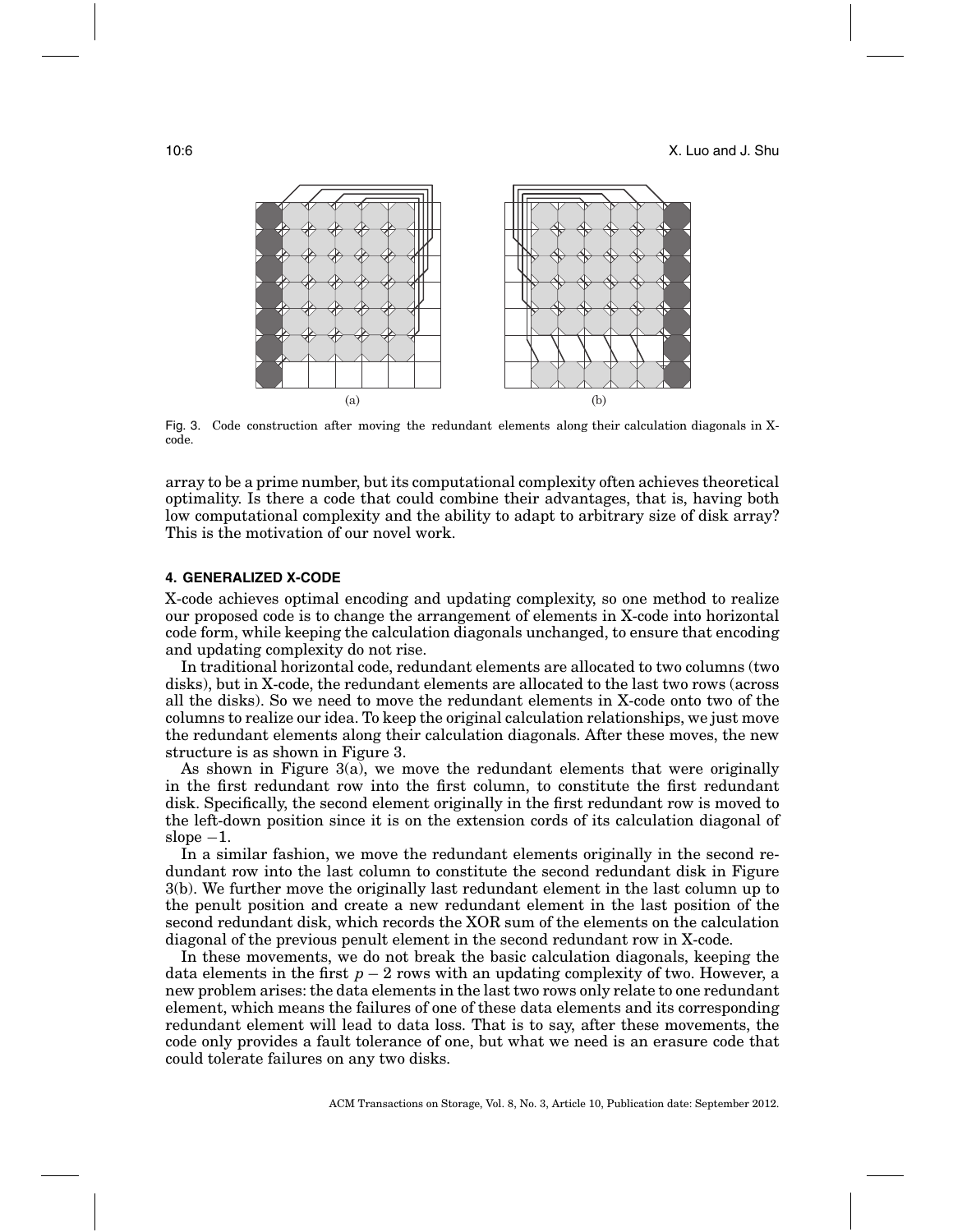(a)

(b)

Fig. 3. Code construction after moving the redundant elements along their calculation diagonals in X-code.

array to be a prime number, but its computational complexity often achieves theoretical optimality. Is there a code that could combine their advantages, that is, having both low computational complexity and the ability to adapt to arbitrary size of disk array? This is the motivation of our novel work.

## 4. GENERALIZED X-CODE

X-code achieves optimal encoding and updating complexity, so one method to realize our proposed code is to change the arrangement of elements in X-code into horizontal code form, while keeping the calculation diagonals unchanged, to ensure that encoding and updating complexity do not rise.

In traditional horizontal code, redundant elements are allocated to two columns (two disks), but in X-code, the redundant elements are allocated to the last two rows (across all the disks). So we need to move the redundant elements in X-code onto two of the columns to realize our idea. To keep the original calculation relationships, we just move the redundant elements along their calculation diagonals. After these moves, the new structure is as shown in Figure 3.

As shown in Figure 3(a), we move the redundant elements that were originally in the first redundant row into the first column, to constitute the first redundant disk. Specifically, the second element originally in the first redundant row is moved to the left-down position since it is on the extension cords of its calculation diagonal of slope $-1$.

In a similar fashion, we move the redundant elements originally in the second redundant row into the last column to constitute the second redundant disk in Figure 3(b). We further move the originally last redundant element in the last column up to the penult position and create a new redundant element in the last position of the second redundant disk, which records the XOR sum of the elements on the calculation diagonal of the previous penult element in the second redundant row in X-code.

In these movements, we do not break the basic calculation diagonals, keeping the data elements in the first $p-2$ rows with an updating complexity of two. However, a new problem arises: the data elements in the last two rows only relate to one redundant element, which means the failures of one of these data elements and its corresponding redundant element will lead to data loss. That is to say, after these movements, the code only provides a fault tolerance of one, but what we need is an erasure code that could tolerate failures on any two disks.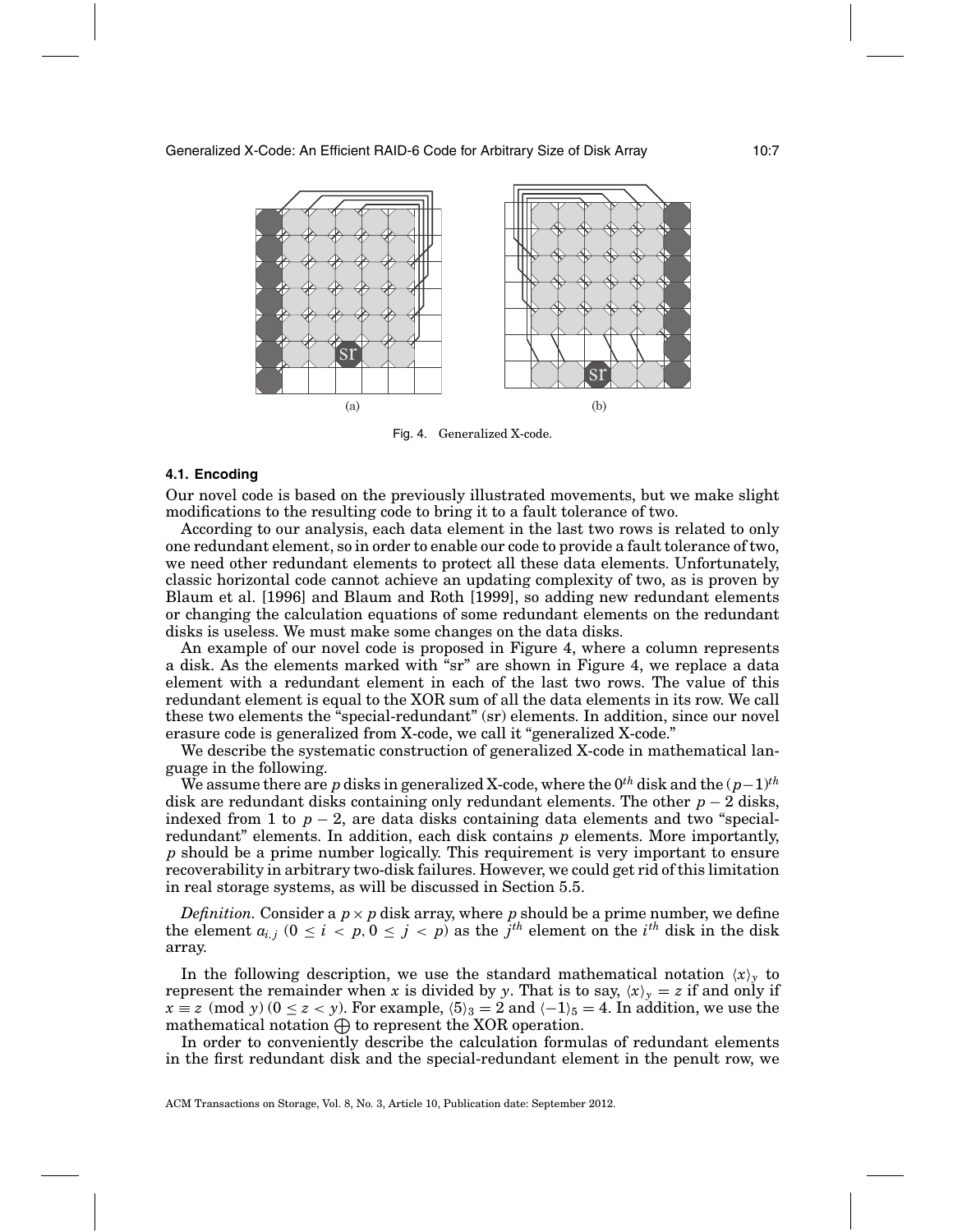(a) (b)

Fig. 4. Generalized X-code.

### 4.1. Encoding

Our novel code is based on the previously illustrated movements, but we make slight modifications to the resulting code to bring it to a fault tolerance of two.

According to our analysis, each data element in the last two rows is related to only one redundant element, so in order to enable our code to provide a fault tolerance of two, we need other redundant elements to protect all these data elements. Unfortunately, classic horizontal code cannot achieve an updating complexity of two, as is proven by Blaum et al. [1996] and Blaum and Roth [1999], so adding new redundant elements or changing the calculation equations of some redundant elements on the redundant disks is useless. We must make some changes on the data disks.

An example of our novel code is proposed in Figure 4, where a column represents a disk. As the elements marked with "sr" are shown in Figure 4, we replace a data element with a redundant element in each of the last two rows. The value of this redundant element is equal to the XOR sum of all the data elements in its row. We call these two elements the "special-redundant" (sr) elements. In addition, since our novel erasure code is generalized from X-code, we call it "generalized X-code."

We describe the systematic construction of generalized X-code in mathematical language in the following.

We assume there are $p$ disks in generalized X-code, where the $0^{th}$ disk and the $(p-1)^{th}$ disk are redundant disks containing only redundant elements. The other $p-2$ disks, indexed from 1 to $p-2$, are data disks containing data elements and two "special-redundant" elements. In addition, each disk contains $p$ elements. More importantly, $p$ should be a prime number logically. This requirement is very important to ensure recoverability in arbitrary two-disk failures. However, we could get rid of this limitation in real storage systems, as will be discussed in Section 5.5.

*Definition.* Consider a $p \times p$ disk array, where $p$ should be a prime number, we define the element $a_{i,j}$ $(0 \leq i < p, 0 \leq j < p)$ as the $j^{th}$ element on the $i^{th}$ disk in the disk array.

In the following description, we use the standard mathematical notation $\langle x \rangle_y$ to represent the remainder when $x$ is divided by $y$. That is to say, $\langle x \rangle_y = z$ if and only if $x \equiv z \pmod{y}$ $(0 \leq z < y)$. For example, $\langle 5 \rangle_3 = 2$ and $\langle -1 \rangle_5 = 4$. In addition, we use the mathematical notation $\bigoplus$ to represent the XOR operation.

In order to conveniently describe the calculation formulas of redundant elements in the first redundant disk and the special-redundant element in the penult row, we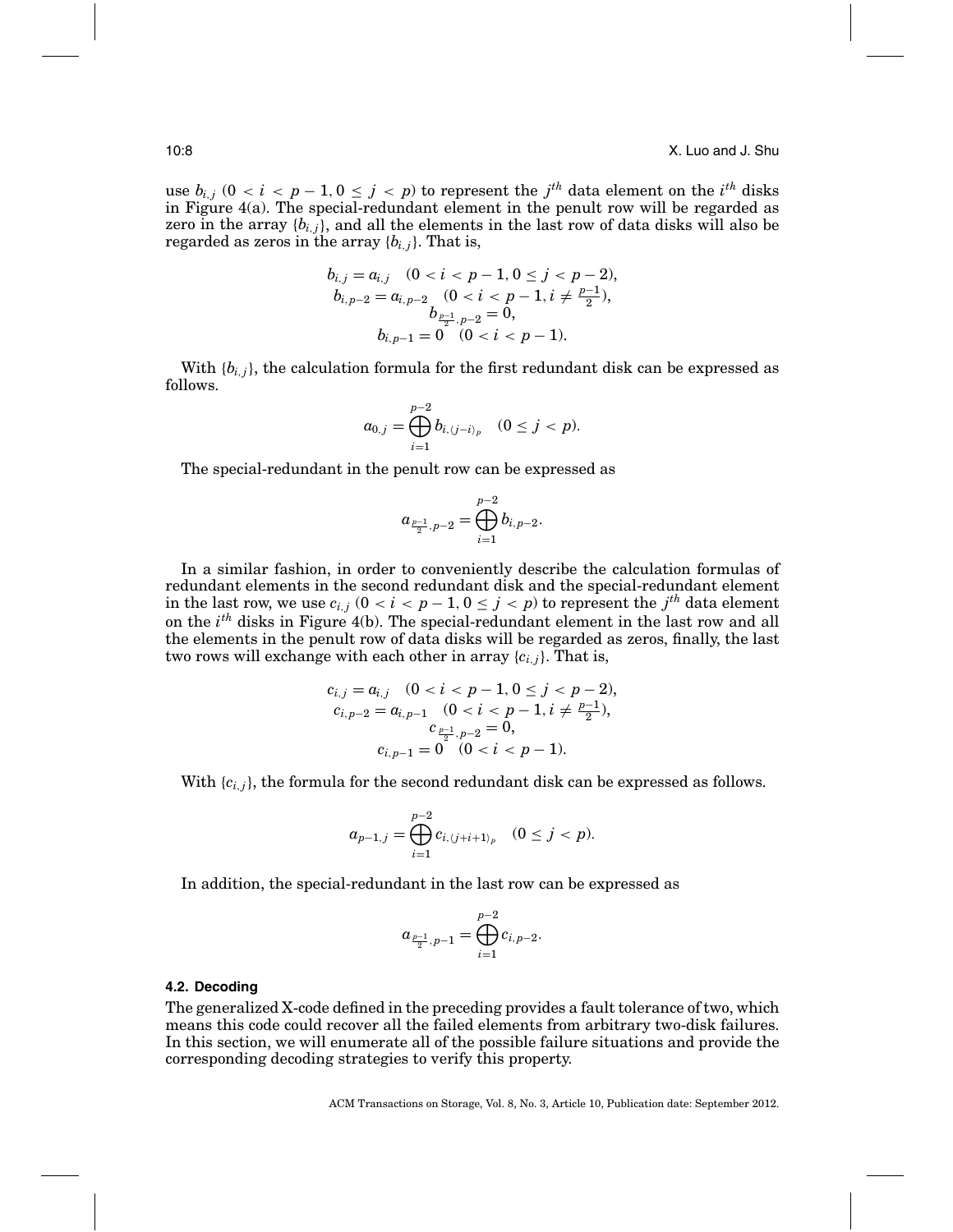use $b_{i,j}$ $(0 < i < p-1, 0 \leq j < p)$ to represent the $j^{th}$ data element on the $i^{th}$ disks in Figure 4(a). The special-redundant element in the penult row will be regarded as zero in the array $\{b_{i,j}\}$, and all the elements in the last row of data disks will also be regarded as zeros in the array $\{b_{i,j}\}$. That is,

$$
\begin{gathered}
b_{i,j} = a_{i,j} \quad (0 < i < p-1, 0 \leq j < p-2), \\
b_{i,p-2} = a_{i,p-2} \quad (0 < i < p-1, i \neq \tfrac{p-1}{2}), \\
b_{\frac{p-1}{2},p-2} = 0, \\
b_{i,p-1} = 0 \quad (0 < i < p-1).
\end{gathered}
$$

With $\{b_{i,j}\}$, the calculation formula for the first redundant disk can be expressed as follows.

$$
a_{0,j} = \bigoplus_{i=1}^{p-2} b_{i,\langle j-i \rangle_p} \quad (0 \leq j < p).
$$

The special-redundant in the penult row can be expressed as

$$
a_{\frac{p-1}{2},p-2} = \bigoplus_{i=1}^{p-2} b_{i,p-2}.
$$

In a similar fashion, in order to conveniently describe the calculation formulas of redundant elements in the second redundant disk and the special-redundant element in the last row, we use $c_{i,j}$ $(0 < i < p-1, 0 \leq j < p)$ to represent the $j^{th}$ data element on the $i^{th}$ disks in Figure 4(b). The special-redundant element in the last row and all the elements in the penult row of data disks will be regarded as zeros, finally, the last two rows will exchange with each other in array $\{c_{i,j}\}$. That is,

$$
\begin{gathered}
c_{i,j} = a_{i,j} \quad (0 < i < p-1, 0 \leq j < p-2), \\
c_{i,p-2} = a_{i,p-1} \quad (0 < i < p-1, i \neq \tfrac{p-1}{2}), \\
c_{\frac{p-1}{2},p-2} = 0, \\
c_{i,p-1} = 0 \quad (0 < i < p-1).
\end{gathered}
$$

With $\{c_{i,j}\}$, the formula for the second redundant disk can be expressed as follows.

$$
a_{p-1,j} = \bigoplus_{i=1}^{p-2} c_{i,\langle j+i+1 \rangle_p} \quad (0 \leq j < p).
$$

In addition, the special-redundant in the last row can be expressed as

$$
a_{\frac{p-1}{2},p-1} = \bigoplus_{i=1}^{p-2} c_{i,p-2}.
$$

### 4.2. Decoding

The generalized X-code defined in the preceding provides a fault tolerance of two, which means this code could recover all the failed elements from arbitrary two-disk failures. In this section, we will enumerate all of the possible failure situations and provide the corresponding decoding strategies to verify this property.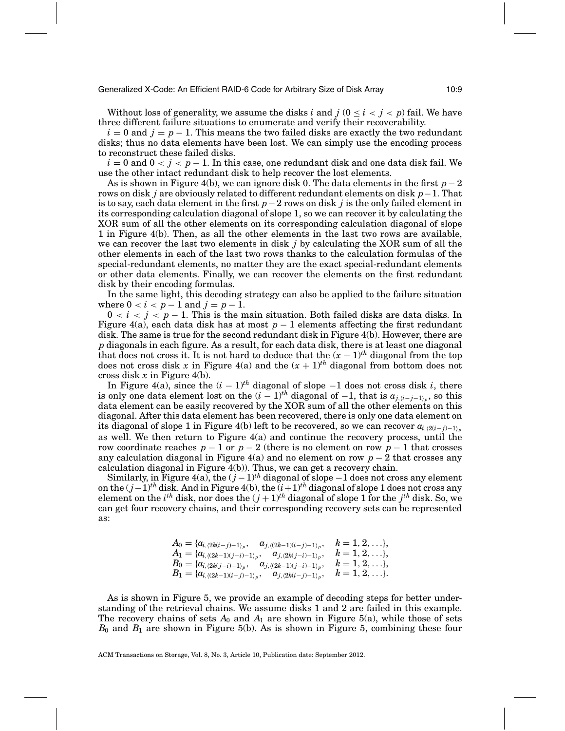Without loss of generality, we assume the disks $i$ and $j$ ($0 \leq i < j < p$) fail. We have three different failure situations to enumerate and verify their recoverability.

$i = 0$ and $j = p - 1$. This means the two failed disks are exactly the two redundant disks; thus no data elements have been lost. We can simply use the encoding process to reconstruct these failed disks.

$i = 0$ and $0 < j < p - 1$. In this case, one redundant disk and one data disk fail. We use the other intact redundant disk to help recover the lost elements.

As is shown in Figure 4(b), we can ignore disk 0. The data elements in the first $p-2$ rows on disk $j$ are obviously related to different redundant elements on disk $p-1$. That is to say, each data element in the first $p-2$ rows on disk $j$ is the only failed element in its corresponding calculation diagonal of slope 1, so we can recover it by calculating the XOR sum of all the other elements on its corresponding calculation diagonal of slope 1 in Figure 4(b). Then, as all the other elements in the last two rows are available, we can recover the last two elements in disk $j$ by calculating the XOR sum of all the other elements in each of the last two rows thanks to the calculation formulas of the special-redundant elements, no matter they are the exact special-redundant elements or other data elements. Finally, we can recover the elements on the first redundant disk by their encoding formulas.

In the same light, this decoding strategy can also be applied to the failure situation where $0 < i < p - 1$ and $j = p - 1$.

$0 < i < j < p - 1$. This is the main situation. Both failed disks are data disks. In Figure 4(a), each data disk has at most $p - 1$ elements affecting the first redundant disk. The same is true for the second redundant disk in Figure 4(b). However, there are $p$ diagonals in each figure. As a result, for each data disk, there is at least one diagonal that does not cross it. It is not hard to deduce that the $(x - 1)^{th}$ diagonal from the top does not cross disk $x$ in Figure 4(a) and the $(x + 1)^{th}$ diagonal from bottom does not cross disk $x$ in Figure 4(b).

In Figure 4(a), since the $(i - 1)^{th}$ diagonal of slope $-1$ does not cross disk $i$, there is only one data element lost on the $(i - 1)^{th}$ diagonal of $-1$, that is $a_{j,\langle i-j-1\rangle_p}$, so this data element can be easily recovered by the XOR sum of all the other elements on this diagonal. After this data element has been recovered, there is only one data element on its diagonal of slope 1 in Figure 4(b) left to be recovered, so we can recover $a_{i,\langle 2(i-j)-1\rangle_p}$ as well. We then return to Figure 4(a) and continue the recovery process, until the row coordinate reaches $p - 1$ or $p - 2$ (there is no element on row $p - 1$ that crosses any calculation diagonal in Figure 4(a) and no element on row $p - 2$ that crosses any calculation diagonal in Figure 4(b)). Thus, we can get a recovery chain.

Similarly, in Figure 4(a), the $(j-1)^{th}$ diagonal of slope $-1$ does not cross any element on the $(j-1)^{th}$ disk. And in Figure 4(b), the $(i+1)^{th}$ diagonal of slope 1 does not cross any element on the $i^{th}$ disk, nor does the $(j + 1)^{th}$ diagonal of slope 1 for the $j^{th}$ disk. So, we can get four recovery chains, and their corresponding recovery sets can be represented as:

$$
\begin{aligned}
A_0 &= \{a_{i,\langle 2k(i-j)-1\rangle_p}, \quad a_{j,\langle (2k-1)(i-j)-1\rangle_p}, \quad k = 1, 2, \ldots\},\\
A_1 &= \{a_{i,\langle (2k-1)(j-i)-1\rangle_p}, \quad a_{j,\langle 2k(j-i)-1\rangle_p}, \quad k = 1, 2, \ldots\},\\
B_0 &= \{a_{i,\langle 2k(j-i)-1\rangle_p}, \quad a_{j,\langle (2k-1)(j-i)-1\rangle_p}, \quad k = 1, 2, \ldots\},\\
B_1 &= \{a_{i,\langle (2k-1)(i-j)-1\rangle_p}, \quad a_{j,\langle 2k(i-j)-1\rangle_p}, \quad k = 1, 2, \ldots\}.
\end{aligned}
$$

As is shown in Figure 5, we provide an example of decoding steps for better understanding of the retrieval chains. We assume disks 1 and 2 are failed in this example. The recovery chains of sets $A_0$ and $A_1$ are shown in Figure 5(a), while those of sets $B_0$ and $B_1$ are shown in Figure 5(b). As is shown in Figure 5, combining these four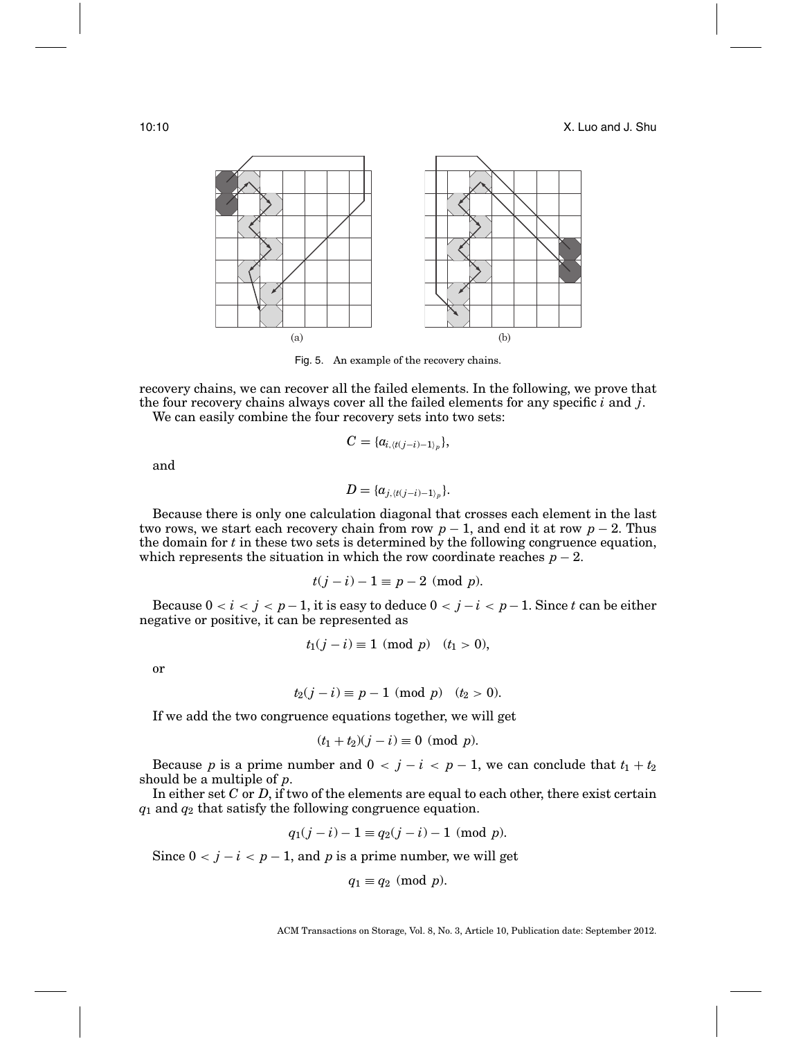(a) (b)

Fig. 5. An example of the recovery chains.

recovery chains, we can recover all the failed elements. In the following, we prove that the four recovery chains always cover all the failed elements for any specific $i$ and $j$.

We can easily combine the four recovery sets into two sets:

$$C = \{a_{i,\langle t(j-i)-1\rangle_p}\},$$

and

$$D = \{a_{j,\langle t(j-i)-1\rangle_p}\}.$$

Because there is only one calculation diagonal that crosses each element in the last two rows, we start each recovery chain from row $p-1$, and end it at row $p-2$. Thus the domain for $t$ in these two sets is determined by the following congruence equation, which represents the situation in which the row coordinate reaches $p-2$.

$$t(j-i)-1 \equiv p-2 \pmod{p}.$$

Because $0 < i < j < p-1$, it is easy to deduce $0 < j-i < p-1$. Since $t$ can be either negative or positive, it can be represented as

$$t_1(j-i) \equiv 1 \pmod{p} \quad (t_1 > 0),$$

or

$$t_2(j-i) \equiv p-1 \pmod{p} \quad (t_2 > 0).$$

If we add the two congruence equations together, we will get

$$(t_1+t_2)(j-i) \equiv 0 \pmod{p}.$$

Because $p$ is a prime number and $0 < j-i < p-1$, we can conclude that $t_1+t_2$ should be a multiple of $p$.

In either set $C$ or $D$, if two of the elements are equal to each other, there exist certain $q_1$ and $q_2$ that satisfy the following congruence equation.

$$q_1(j-i)-1 \equiv q_2(j-i)-1 \pmod{p}.$$

Since $0 < j-i < p-1$, and $p$ is a prime number, we will get

$$q_1 \equiv q_2 \pmod{p}.$$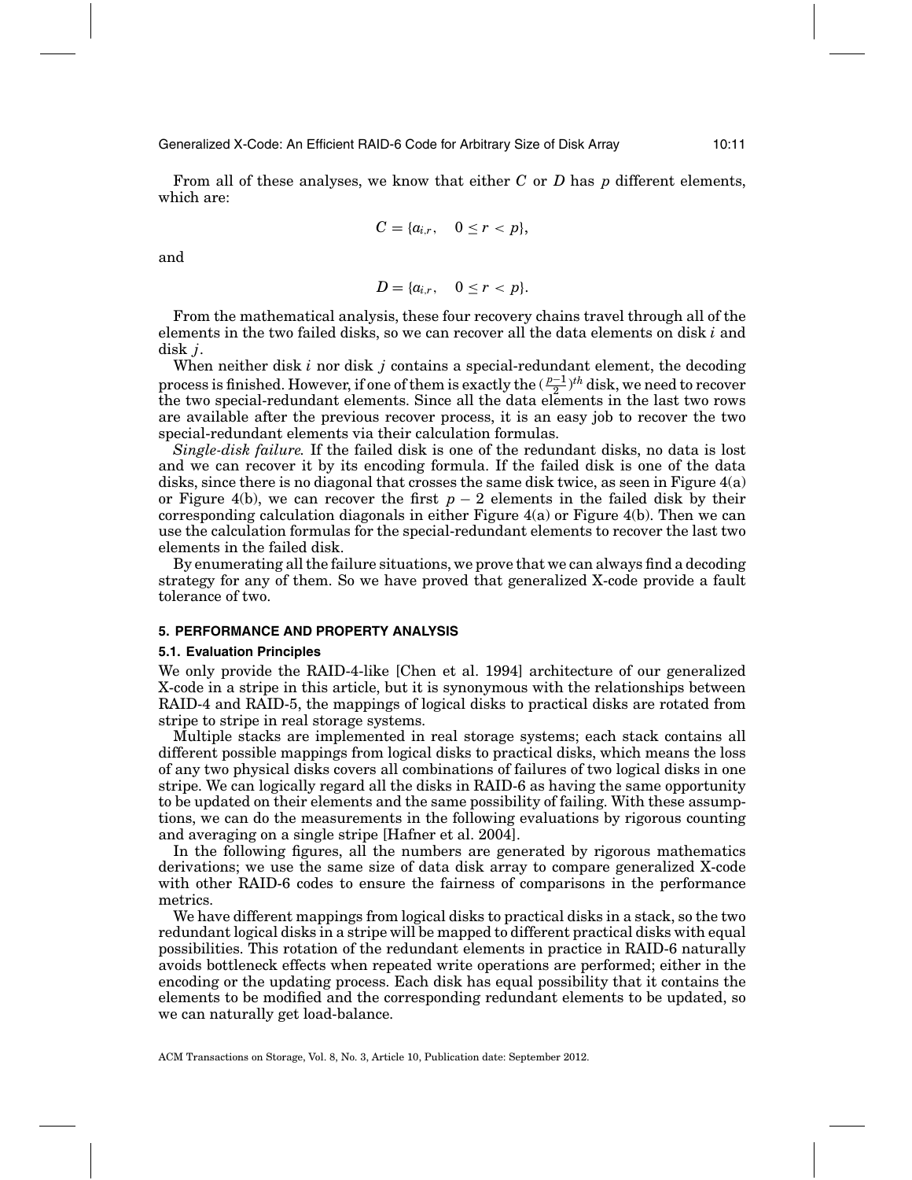From all of these analyses, we know that either $C$ or $D$ has $p$ different elements, which are:

$$C = \{a_{i,r}, \quad 0 \leq r < p\},$$

and

$$D = \{a_{i,r}, \quad 0 \leq r < p\}.$$

From the mathematical analysis, these four recovery chains travel through all of the elements in the two failed disks, so we can recover all the data elements on disk $i$ and disk $j$.

When neither disk $i$ nor disk $j$ contains a special-redundant element, the decoding process is finished. However, if one of them is exactly the $(\frac{p-1}{2})^{th}$ disk, we need to recover the two special-redundant elements. Since all the data elements in the last two rows are available after the previous recover process, it is an easy job to recover the two special-redundant elements via their calculation formulas.

*Single-disk failure.* If the failed disk is one of the redundant disks, no data is lost and we can recover it by its encoding formula. If the failed disk is one of the data disks, since there is no diagonal that crosses the same disk twice, as seen in Figure 4(a) or Figure 4(b), we can recover the first $p - 2$ elements in the failed disk by their corresponding calculation diagonals in either Figure 4(a) or Figure 4(b). Then we can use the calculation formulas for the special-redundant elements to recover the last two elements in the failed disk.

By enumerating all the failure situations, we prove that we can always find a decoding strategy for any of them. So we have proved that generalized X-code provide a fault tolerance of two.

## 5. PERFORMANCE AND PROPERTY ANALYSIS

### 5.1. Evaluation Principles

We only provide the RAID-4-like [Chen et al. 1994] architecture of our generalized X-code in a stripe in this article, but it is synonymous with the relationships between RAID-4 and RAID-5, the mappings of logical disks to practical disks are rotated from stripe to stripe in real storage systems.

Multiple stacks are implemented in real storage systems; each stack contains all different possible mappings from logical disks to practical disks, which means the loss of any two physical disks covers all combinations of failures of two logical disks in one stripe. We can logically regard all the disks in RAID-6 as having the same opportunity to be updated on their elements and the same possibility of failing. With these assumptions, we can do the measurements in the following evaluations by rigorous counting and averaging on a single stripe [Hafner et al. 2004].

In the following figures, all the numbers are generated by rigorous mathematics derivations; we use the same size of data disk array to compare generalized X-code with other RAID-6 codes to ensure the fairness of comparisons in the performance metrics.

We have different mappings from logical disks to practical disks in a stack, so the two redundant logical disks in a stripe will be mapped to different practical disks with equal possibilities. This rotation of the redundant elements in practice in RAID-6 naturally avoids bottleneck effects when repeated write operations are performed; either in the encoding or the updating process. Each disk has equal possibility that it contains the elements to be modified and the corresponding redundant elements to be updated, so we can naturally get load-balance.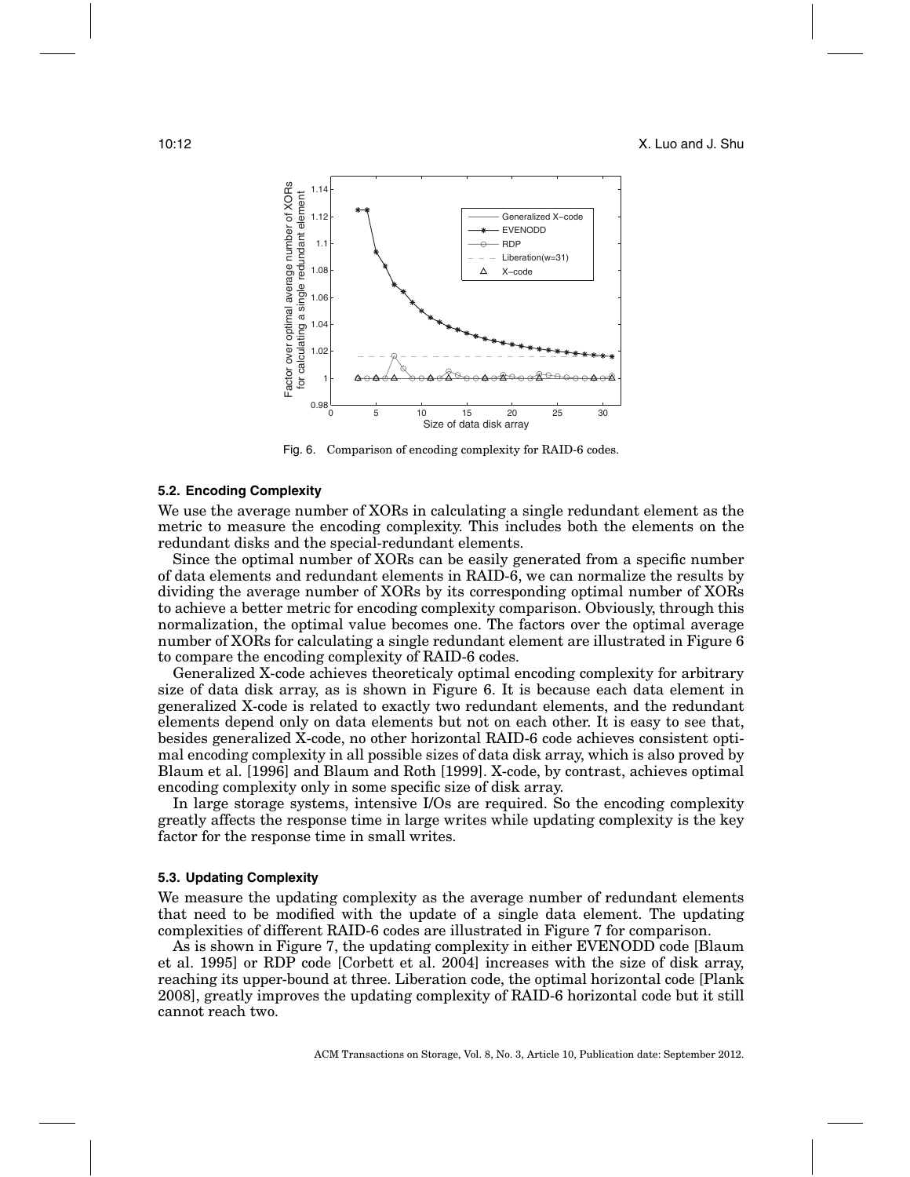Fig. 6. Comparison of encoding complexity for RAID-6 codes.

### 5.2. Encoding Complexity

We use the average number of XORs in calculating a single redundant element as the metric to measure the encoding complexity. This includes both the elements on the redundant disks and the special-redundant elements.

Since the optimal number of XORs can be easily generated from a specific number of data elements and redundant elements in RAID-6, we can normalize the results by dividing the average number of XORs by its corresponding optimal number of XORs to achieve a better metric for encoding complexity comparison. Obviously, through this normalization, the optimal value becomes one. The factors over the optimal average number of XORs for calculating a single redundant element are illustrated in Figure 6 to compare the encoding complexity of RAID-6 codes.

Generalized X-code achieves theoreticaly optimal encoding complexity for arbitrary size of data disk array, as is shown in Figure 6. It is because each data element in generalized X-code is related to exactly two redundant elements, and the redundant elements depend only on data elements but not on each other. It is easy to see that, besides generalized X-code, no other horizontal RAID-6 code achieves consistent optimal encoding complexity in all possible sizes of data disk array, which is also proved by Blaum et al. [1996] and Blaum and Roth [1999]. X-code, by contrast, achieves optimal encoding complexity only in some specific size of disk array.

In large storage systems, intensive I/Os are required. So the encoding complexity greatly affects the response time in large writes while updating complexity is the key factor for the response time in small writes.

### 5.3. Updating Complexity

We measure the updating complexity as the average number of redundant elements that need to be modified with the update of a single data element. The updating complexities of different RAID-6 codes are illustrated in Figure 7 for comparison.

As is shown in Figure 7, the updating complexity in either EVENODD code [Blaum et al. 1995] or RDP code [Corbett et al. 2004] increases with the size of disk array, reaching its upper-bound at three. Liberation code, the optimal horizontal code [Plank 2008], greatly improves the updating complexity of RAID-6 horizontal code but it still cannot reach two.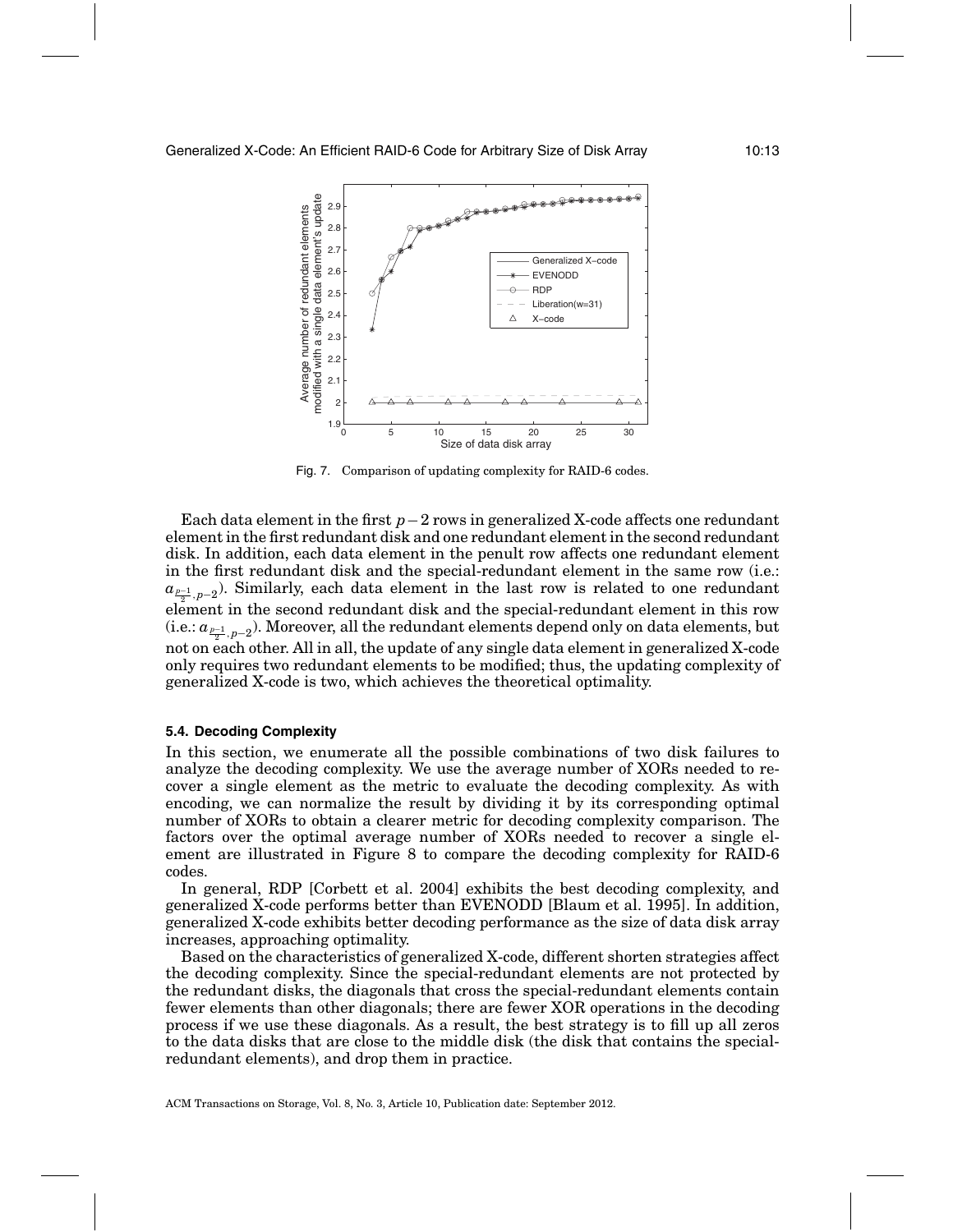Fig. 7. Comparison of updating complexity for RAID-6 codes.

Each data element in the first $p-2$ rows in generalized X-code affects one redundant element in the first redundant disk and one redundant element in the second redundant disk. In addition, each data element in the penult row affects one redundant element in the first redundant disk and the special-redundant element in the same row (i.e.: $a_{\frac{p-1}{2},p-2}$). Similarly, each data element in the last row is related to one redundant element in the second redundant disk and the special-redundant element in this row (i.e.: $a_{\frac{p-1}{2},p-2}$). Moreover, all the redundant elements depend only on data elements, but not on each other. All in all, the update of any single data element in generalized X-code only requires two redundant elements to be modified; thus, the updating complexity of generalized X-code is two, which achieves the theoretical optimality.

### 5.4. Decoding Complexity

In this section, we enumerate all the possible combinations of two disk failures to analyze the decoding complexity. We use the average number of XORs needed to recover a single element as the metric to evaluate the decoding complexity. As with encoding, we can normalize the result by dividing it by its corresponding optimal number of XORs to obtain a clearer metric for decoding complexity comparison. The factors over the optimal average number of XORs needed to recover a single element are illustrated in Figure 8 to compare the decoding complexity for RAID-6 codes.

In general, RDP [Corbett et al. 2004] exhibits the best decoding complexity, and generalized X-code performs better than EVENODD [Blaum et al. 1995]. In addition, generalized X-code exhibits better decoding performance as the size of data disk array increases, approaching optimality.

Based on the characteristics of generalized X-code, different shorten strategies affect the decoding complexity. Since the special-redundant elements are not protected by the redundant disks, the diagonals that cross the special-redundant elements contain fewer elements than other diagonals; there are fewer XOR operations in the decoding process if we use these diagonals. As a result, the best strategy is to fill up all zeros to the data disks that are close to the middle disk (the disk that contains the special-redundant elements), and drop them in practice.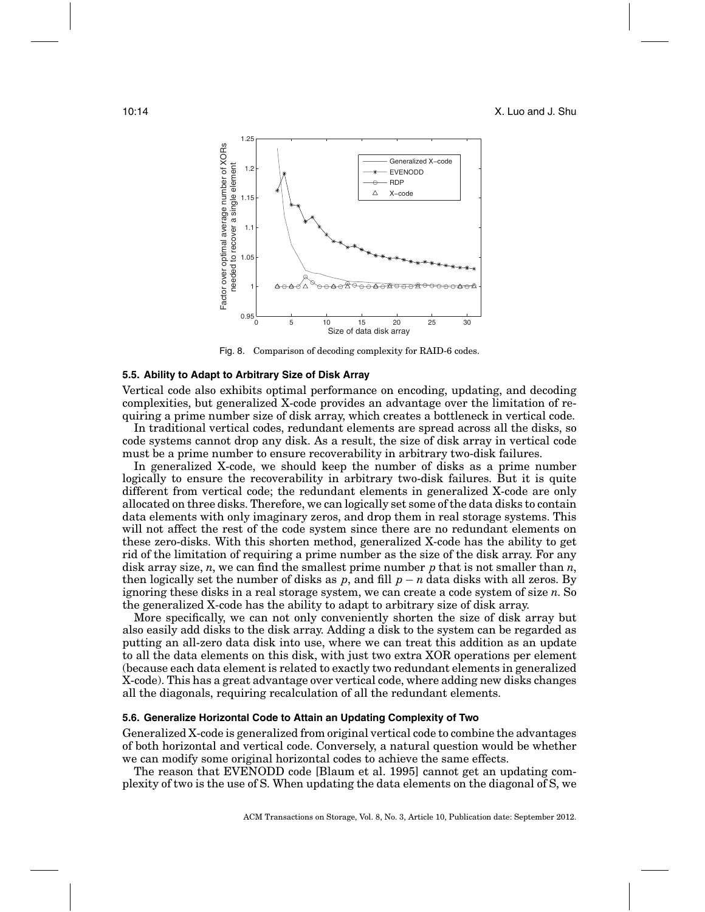Fig. 8. Comparison of decoding complexity for RAID-6 codes.

### 5.5. Ability to Adapt to Arbitrary Size of Disk Array

Vertical code also exhibits optimal performance on encoding, updating, and decoding complexities, but generalized X-code provides an advantage over the limitation of requiring a prime number size of disk array, which creates a bottleneck in vertical code.

In traditional vertical codes, redundant elements are spread across all the disks, so code systems cannot drop any disk. As a result, the size of disk array in vertical code must be a prime number to ensure recoverability in arbitrary two-disk failures.

In generalized X-code, we should keep the number of disks as a prime number logically to ensure the recoverability in arbitrary two-disk failures. But it is quite different from vertical code; the redundant elements in generalized X-code are only allocated on three disks. Therefore, we can logically set some of the data disks to contain data elements with only imaginary zeros, and drop them in real storage systems. This will not affect the rest of the code system since there are no redundant elements on these zero-disks. With this shorten method, generalized X-code has the ability to get rid of the limitation of requiring a prime number as the size of the disk array. For any disk array size, $n$, we can find the smallest prime number $p$ that is not smaller than $n$, then logically set the number of disks as $p$, and fill $p - n$ data disks with all zeros. By ignoring these disks in a real storage system, we can create a code system of size $n$. So the generalized X-code has the ability to adapt to arbitrary size of disk array.

More specifically, we can not only conveniently shorten the size of disk array but also easily add disks to the disk array. Adding a disk to the system can be regarded as putting an all-zero data disk into use, where we can treat this addition as an update to all the data elements on this disk, with just two extra XOR operations per element (because each data element is related to exactly two redundant elements in generalized X-code). This has a great advantage over vertical code, where adding new disks changes all the diagonals, requiring recalculation of all the redundant elements.

### 5.6. Generalize Horizontal Code to Attain an Updating Complexity of Two

Generalized X-code is generalized from original vertical code to combine the advantages of both horizontal and vertical code. Conversely, a natural question would be whether we can modify some original horizontal codes to achieve the same effects.

The reason that EVENODD code [Blaum et al. 1995] cannot get an updating complexity of two is the use of S. When updating the data elements on the diagonal of S, we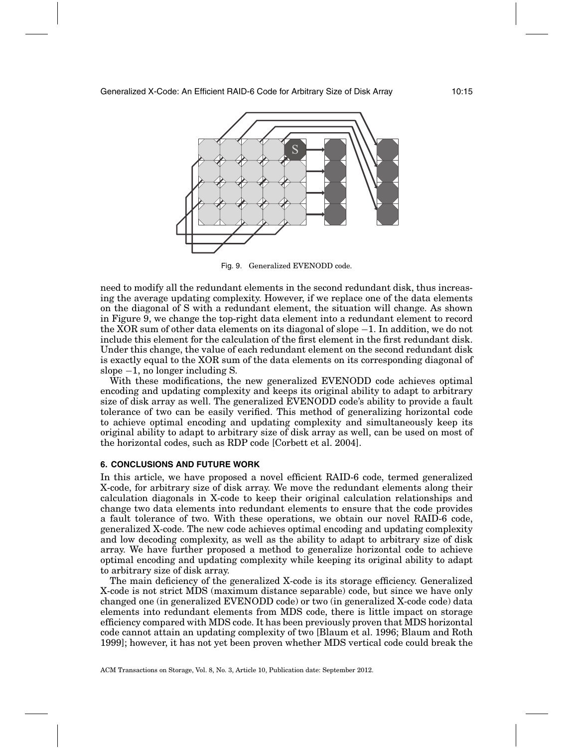Fig. 9. Generalized EVENODD code.

need to modify all the redundant elements in the second redundant disk, thus increasing the average updating complexity. However, if we replace one of the data elements on the diagonal of S with a redundant element, the situation will change. As shown in Figure 9, we change the top-right data element into a redundant element to record the XOR sum of other data elements on its diagonal of slope $-1$. In addition, we do not include this element for the calculation of the first element in the first redundant disk. Under this change, the value of each redundant element on the second redundant disk is exactly equal to the XOR sum of the data elements on its corresponding diagonal of slope $-1$, no longer including S.

With these modifications, the new generalized EVENODD code achieves optimal encoding and updating complexity and keeps its original ability to adapt to arbitrary size of disk array as well. The generalized EVENODD code's ability to provide a fault tolerance of two can be easily verified. This method of generalizing horizontal code to achieve optimal encoding and updating complexity and simultaneously keep its original ability to adapt to arbitrary size of disk array as well, can be used on most of the horizontal codes, such as RDP code [Corbett et al. 2004].

## 6. CONCLUSIONS AND FUTURE WORK

In this article, we have proposed a novel efficient RAID-6 code, termed generalized X-code, for arbitrary size of disk array. We move the redundant elements along their calculation diagonals in X-code to keep their original calculation relationships and change two data elements into redundant elements to ensure that the code provides a fault tolerance of two. With these operations, we obtain our novel RAID-6 code, generalized X-code. The new code achieves optimal encoding and updating complexity and low decoding complexity, as well as the ability to adapt to arbitrary size of disk array. We have further proposed a method to generalize horizontal code to achieve optimal encoding and updating complexity while keeping its original ability to adapt to arbitrary size of disk array.

The main deficiency of the generalized X-code is its storage efficiency. Generalized X-code is not strict MDS (maximum distance separable) code, but since we have only changed one (in generalized EVENODD code) or two (in generalized X-code code) data elements into redundant elements from MDS code, there is little impact on storage efficiency compared with MDS code. It has been previously proven that MDS horizontal code cannot attain an updating complexity of two [Blaum et al. 1996; Blaum and Roth 1999]; however, it has not yet been proven whether MDS vertical code could break the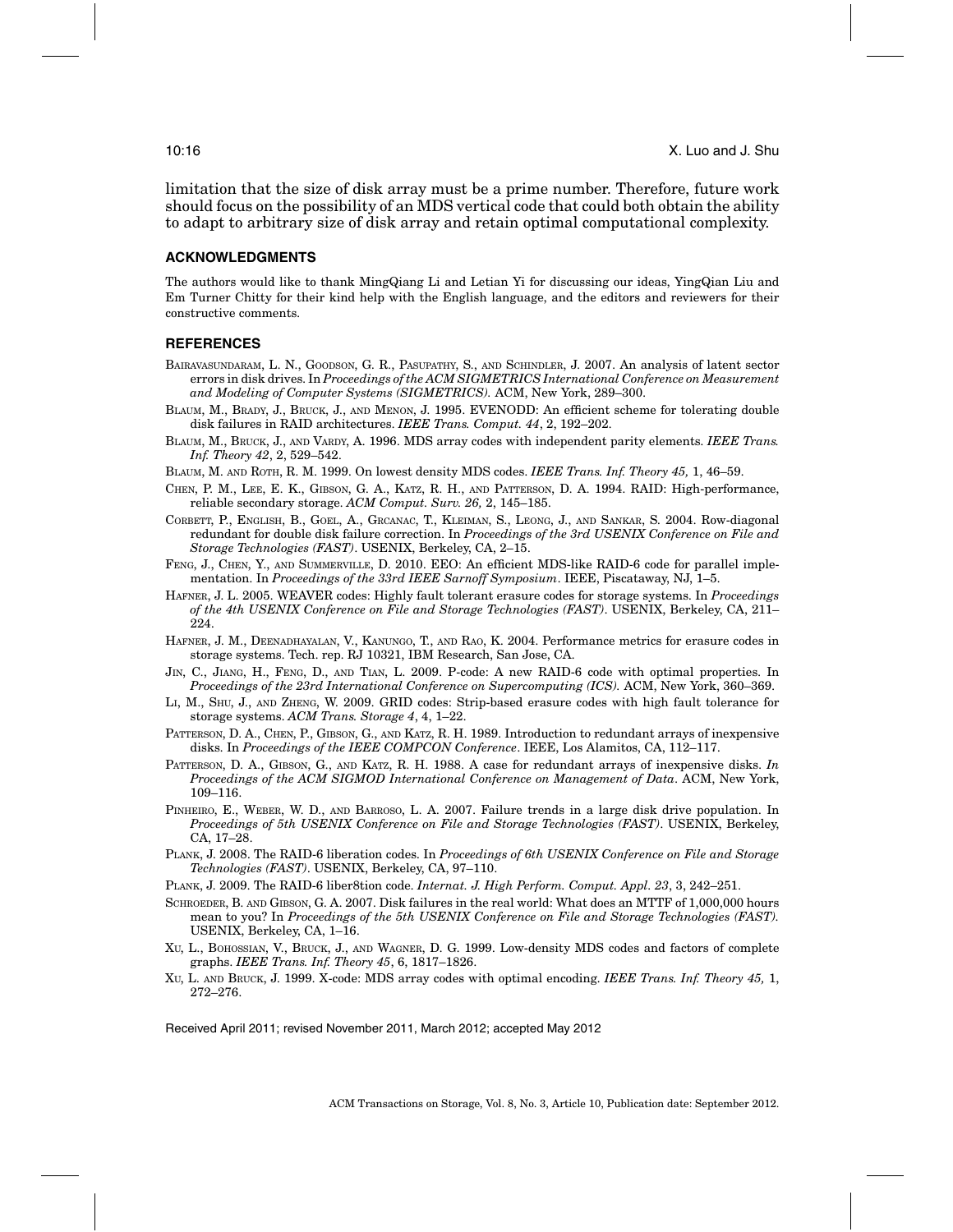limitation that the size of disk array must be a prime number. Therefore, future work should focus on the possibility of an MDS vertical code that could both obtain the ability to adapt to arbitrary size of disk array and retain optimal computational complexity.

## ACKNOWLEDGMENTS

The authors would like to thank MingQiang Li and Letian Yi for discussing our ideas, YingQian Liu and Em Turner Chitty for their kind help with the English language, and the editors and reviewers for their constructive comments.

## REFERENCES

BAIRAVASUNDARAM, L. N., GOODSON, G. R., PASUPATHY, S., AND SCHINDLER, J. 2007. An analysis of latent sector errors in disk drives. In *Proceedings of the ACM SIGMETRICS International Conference on Measurement and Modeling of Computer Systems (SIGMETRICS)*. ACM, New York, 289–300.

BLAUM, M., BRADY, J., BRUCK, J., AND MENON, J. 1995. EVENODD: An efficient scheme for tolerating double disk failures in RAID architectures. *IEEE Trans. Comput. 44*, 2, 192–202.

BLAUM, M., BRUCK, J., AND VARDY, A. 1996. MDS array codes with independent parity elements. *IEEE Trans. Inf. Theory 42*, 2, 529–542.

BLAUM, M. AND ROTH, R. M. 1999. On lowest density MDS codes. *IEEE Trans. Inf. Theory 45,* 1, 46–59.

CHEN, P. M., LEE, E. K., GIBSON, G. A., KATZ, R. H., AND PATTERSON, D. A. 1994. RAID: High-performance, reliable secondary storage. *ACM Comput. Surv. 26,* 2, 145–185.

CORBETT, P., ENGLISH, B., GOEL, A., GRCANAC, T., KLEIMAN, S., LEONG, J., AND SANKAR, S. 2004. Row-diagonal redundant for double disk failure correction. In *Proceedings of the 3rd USENIX Conference on File and Storage Technologies (FAST)*. USENIX, Berkeley, CA, 2–15.

FENG, J., CHEN, Y., AND SUMMERVILLE, D. 2010. EEO: An efficient MDS-like RAID-6 code for parallel implementation. In *Proceedings of the 33rd IEEE Sarnoff Symposium*. IEEE, Piscataway, NJ, 1–5.

HAFNER, J. L. 2005. WEAVER codes: Highly fault tolerant erasure codes for storage systems. In *Proceedings of the 4th USENIX Conference on File and Storage Technologies (FAST)*. USENIX, Berkeley, CA, 211–224.

HAFNER, J. M., DEENADHAYALAN, V., KANUNGO, T., AND RAO, K. 2004. Performance metrics for erasure codes in storage systems. Tech. rep. RJ 10321, IBM Research, San Jose, CA.

JIN, C., JIANG, H., FENG, D., AND TIAN, L. 2009. P-code: A new RAID-6 code with optimal properties. In *Proceedings of the 23rd International Conference on Supercomputing (ICS)*. ACM, New York, 360–369.

LI, M., SHU, J., AND ZHENG, W. 2009. GRID codes: Strip-based erasure codes with high fault tolerance for storage systems. *ACM Trans. Storage 4*, 4, 1–22.

PATTERSON, D. A., CHEN, P., GIBSON, G., AND KATZ, R. H. 1989. Introduction to redundant arrays of inexpensive disks. In *Proceedings of the IEEE COMPCON Conference*. IEEE, Los Alamitos, CA, 112–117.

PATTERSON, D. A., GIBSON, G., AND KATZ, R. H. 1988. A case for redundant arrays of inexpensive disks. *In Proceedings of the ACM SIGMOD International Conference on Management of Data*. ACM, New York, 109–116.

PINHEIRO, E., WEBER, W. D., AND BARROSO, L. A. 2007. Failure trends in a large disk drive population. In *Proceedings of 5th USENIX Conference on File and Storage Technologies (FAST)*. USENIX, Berkeley, CA, 17–28.

PLANK, J. 2008. The RAID-6 liberation codes. In *Proceedings of 6th USENIX Conference on File and Storage Technologies (FAST)*. USENIX, Berkeley, CA, 97–110.

PLANK, J. 2009. The RAID-6 liber8tion code. *Internat. J. High Perform. Comput. Appl. 23*, 3, 242–251.

SCHROEDER, B. AND GIBSON, G. A. 2007. Disk failures in the real world: What does an MTTF of 1,000,000 hours mean to you? In *Proceedings of the 5th USENIX Conference on File and Storage Technologies (FAST).* USENIX, Berkeley, CA, 1–16.

XU, L., BOHOSSIAN, V., BRUCK, J., AND WAGNER, D. G. 1999. Low-density MDS codes and factors of complete graphs. *IEEE Trans. Inf. Theory 45*, 6, 1817–1826.

XU, L. AND BRUCK, J. 1999. X-code: MDS array codes with optimal encoding. *IEEE Trans. Inf. Theory 45,* 1, 272–276.

Received April 2011; revised November 2011, March 2012; accepted May 2012